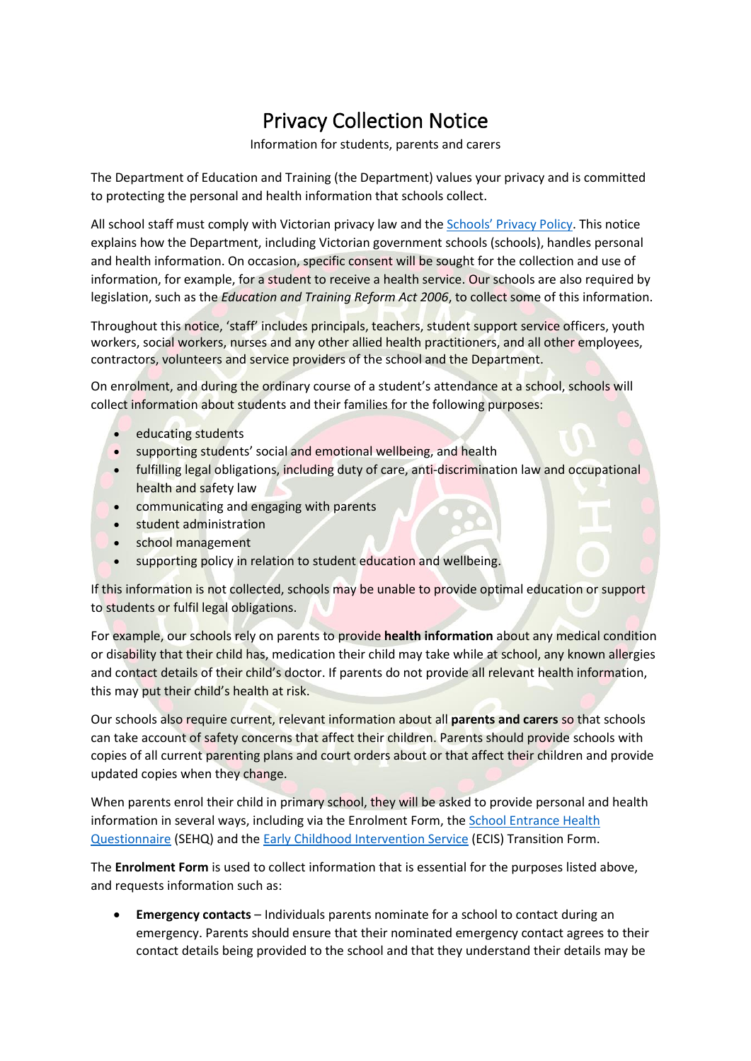# Privacy Collection Notice

Information for students, parents and carers

The Department of Education and Training (the Department) values your privacy and is committed to protecting the personal and health information that schools collect.

All school staff must comply with Victorian privacy law and the Schools' Privacy Policy. This notice explains how the Department, including Victorian government schools (schools), handles personal and health information. On occasion, specific consent will be sought for the collection and use of information, for example, for a student to receive a health service. Our schools are also required by legislation, such as the *Education and Training Reform Act 2006*, to collect some of this information.

Throughout this notice, 'staff' includes principals, teachers, student support service officers, youth workers, social workers, nurses and any other allied health practitioners, and all other employees, contractors, volunteers and service providers of the school and the Department.

On enrolment, and during the ordinary course of a student's attendance at a school, schools will collect information about students and their families for the following purposes:

- educating students
- supporting students' social and emotional wellbeing, and health
- fulfilling legal obligations, including duty of care, anti-discrimination law and occupational health and safety law
- communicating and engaging with parents
- student administration
- school management
- supporting policy in relation to student education and wellbeing.

If this information is not collected, schools may be unable to provide optimal education or support to students or fulfil legal obligations.

For example, our schools rely on parents to provide **health information** about any medical condition or disability that their child has, medication their child may take while at school, any known allergies and contact details of their child's doctor. If parents do not provide all relevant health information, this may put their child's health at risk.

Our schools also require current, relevant information about all **parents and carers** so that schools can take account of safety concerns that affect their children. Parents should provide schools with copies of all current parenting plans and court orders about or that affect their children and provide updated copies when they change.

When parents enrol their child in primary school, they will be asked to provide personal and health information in several ways, including via the Enrolment Form, the School Entrance Health Questionnaire (SEHQ) and the Early Childhood Intervention Service (ECIS) Transition Form.

The **Enrolment Form** is used to collect information that is essential for the purposes listed above, and requests information such as:

- **Emergency contacts** – Individuals parents nominate for a school to contact during an emergency. Parents should ensure that their nominated emergency contact agrees to their contact details being provided to the school and that they understand their details may be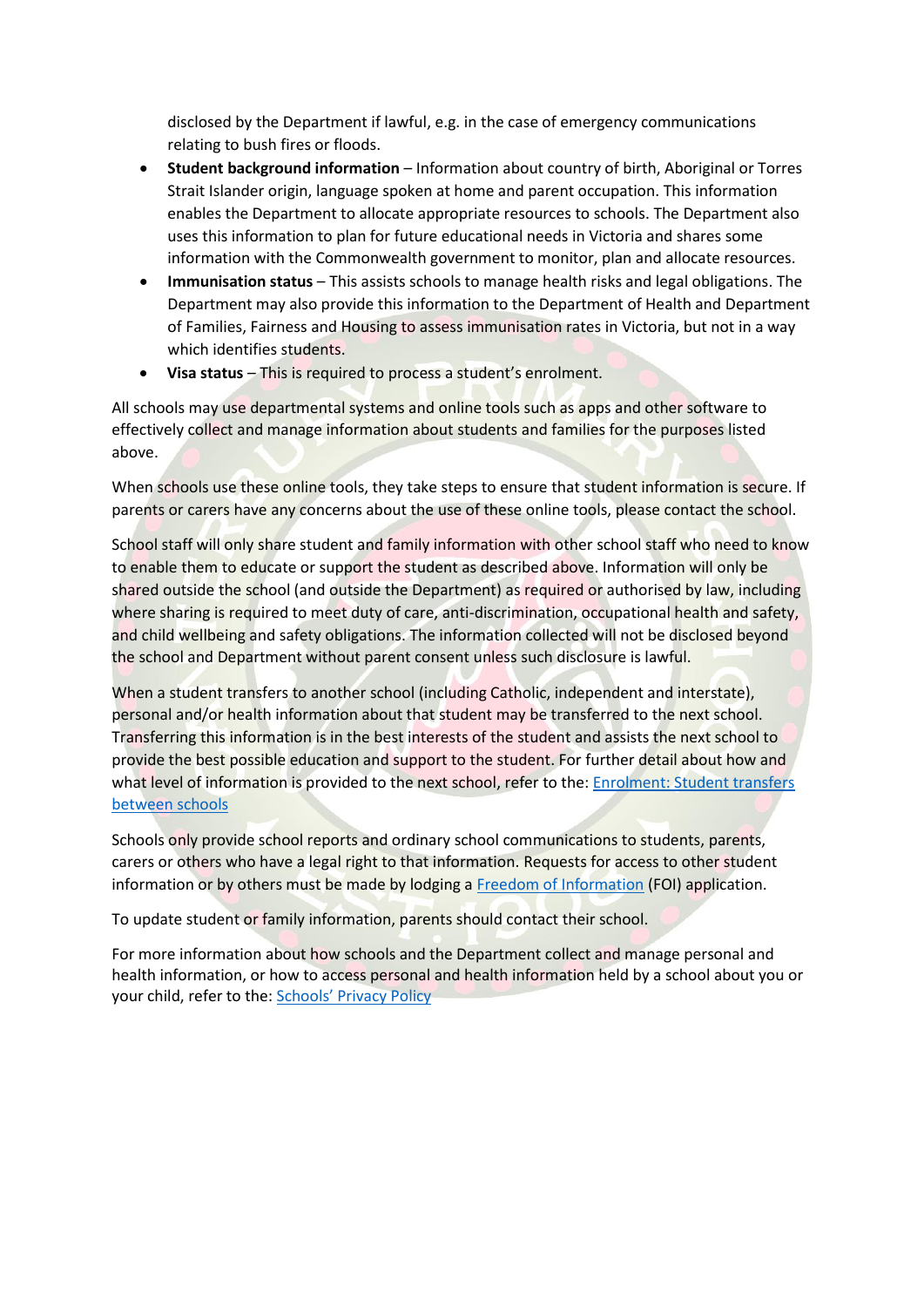disclosed by the Department if lawful, e.g. in the case of emergency communications relating to bush fires or floods.

- **Student background information** – Information about country of birth, Aboriginal or Torres Strait Islander origin, language spoken at home and parent occupation. This information enables the Department to allocate appropriate resources to schools. The Department also uses this information to plan for future educational needs in Victoria and shares some information with the Commonwealth government to monitor, plan and allocate resources.
- **Immunisation status** – This assists schools to manage health risks and legal obligations. The Department may also provide this information to the Department of Health and Department of Families, Fairness and Housing to assess immunisation rates in Victoria, but not in a way which identifies students.
- **Visa status** – This is required to process a student's enrolment.

All schools may use departmental systems and online tools such as apps and other software to effectively collect and manage information about students and families for the purposes listed above.

When schools use these online tools, they take steps to ensure that student information is secure. If parents or carers have any concerns about the use of these online tools, please contact the school.

School staff will only share student and family information with other school staff who need to know to enable them to educate or support the student as described above. Information will only be shared outside the school (and outside the Department) as required or authorised by law, including where sharing is required to meet duty of care, anti-discrimination, occupational health and safety, and child wellbeing and safety obligations. The information collected will not be disclosed beyond the school and Department without parent consent unless such disclosure is lawful.

When a student transfers to another school (including Catholic, independent and interstate), personal and/or health information about that student may be transferred to the next school. Transferring this information is in the best interests of the student and assists the next school to provide the best possible education and support to the student. For further detail about how and what level of information is provided to the next school, refer to the: [Enrolment: Student transfers between schools]

Schools only provide school reports and ordinary school communications to students, parents, carers or others who have a legal right to that information. Requests for access to other student information or by others must be made by lodging a [Freedom of Information] (FOI) application.

To update student or family information, parents should contact their school.

For more information about how schools and the Department collect and manage personal and health information, or how to access personal and health information held by a school about you or your child, refer to the: [Schools' Privacy Policy]